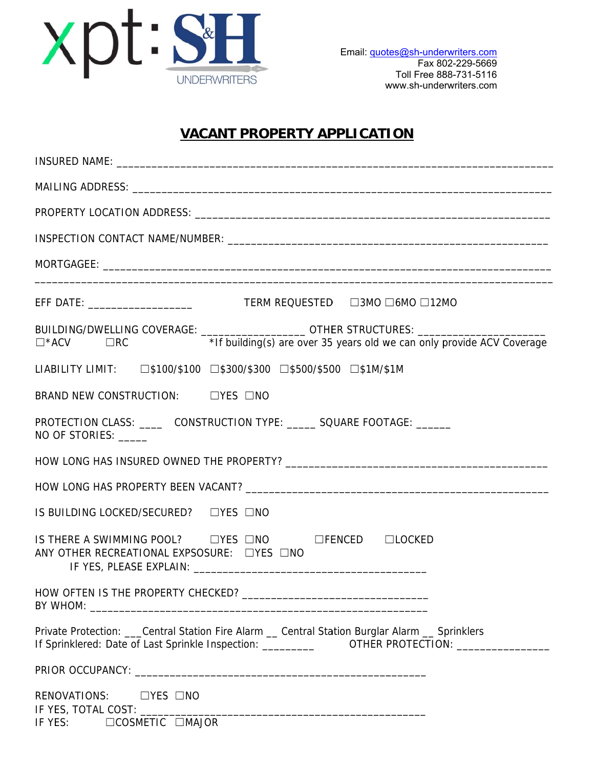xpt: S&H UNDERWRITERS

Email: quotes@sh-underwriters.com
Fax 802-229-5669
Toll Free 888-731-5116
www.sh-underwriters.com

# VACANT PROPERTY APPLICATION

INSURED NAME: ______________________________________________________________________________

MAILING ADDRESS: ___________________________________________________________________________

PROPERTY LOCATION ADDRESS: _________________________________________________________________

INSPECTION CONTACT NAME/NUMBER: ____________________________________________________________

MORTGAGEE: _________________________________________________________________________________
_____________________________________________________________________________________________

EFF DATE: __________________ TERM REQUESTED ☐3MO ☐6MO ☐12MO

BUILDING/DWELLING COVERAGE: __________________ OTHER STRUCTURES: ______________________
☐*ACV ☐RC *If building(s) are over 35 years old we can only provide ACV Coverage

LIABILITY LIMIT: ☐$100/$100 ☐$300/$300 ☐$500/$500 ☐$1M/$1M

BRAND NEW CONSTRUCTION: ☐YES ☐NO

PROTECTION CLASS: ____ CONSTRUCTION TYPE: _____ SQUARE FOOTAGE: ______
NO OF STORIES: _____

HOW LONG HAS INSURED OWNED THE PROPERTY? ____________________________________________

HOW LONG HAS PROPERTY BEEN VACANT? _________________________________________________

IS BUILDING LOCKED/SECURED? ☐YES ☐NO

IS THERE A SWIMMING POOL? ☐YES ☐NO ☐FENCED ☐LOCKED
ANY OTHER RECREATIONAL EXPSOSURE: ☐YES ☐NO
IF YES, PLEASE EXPLAIN: ________________________________________

HOW OFTEN IS THE PROPERTY CHECKED? _______________________________
BY WHOM: ____________________________________________________________

Private Protection: ___Central Station Fire Alarm __ Central Station Burglar Alarm __ Sprinklers
If Sprinklered: Date of Last Sprinkle Inspection: _________ OTHER PROTECTION: ________________

PRIOR OCCUPANCY: _________________________________________________

RENOVATIONS: ☐YES ☐NO
IF YES, TOTAL COST: ___________________________________________________
IF YES: ☐COSMETIC ☐MAJOR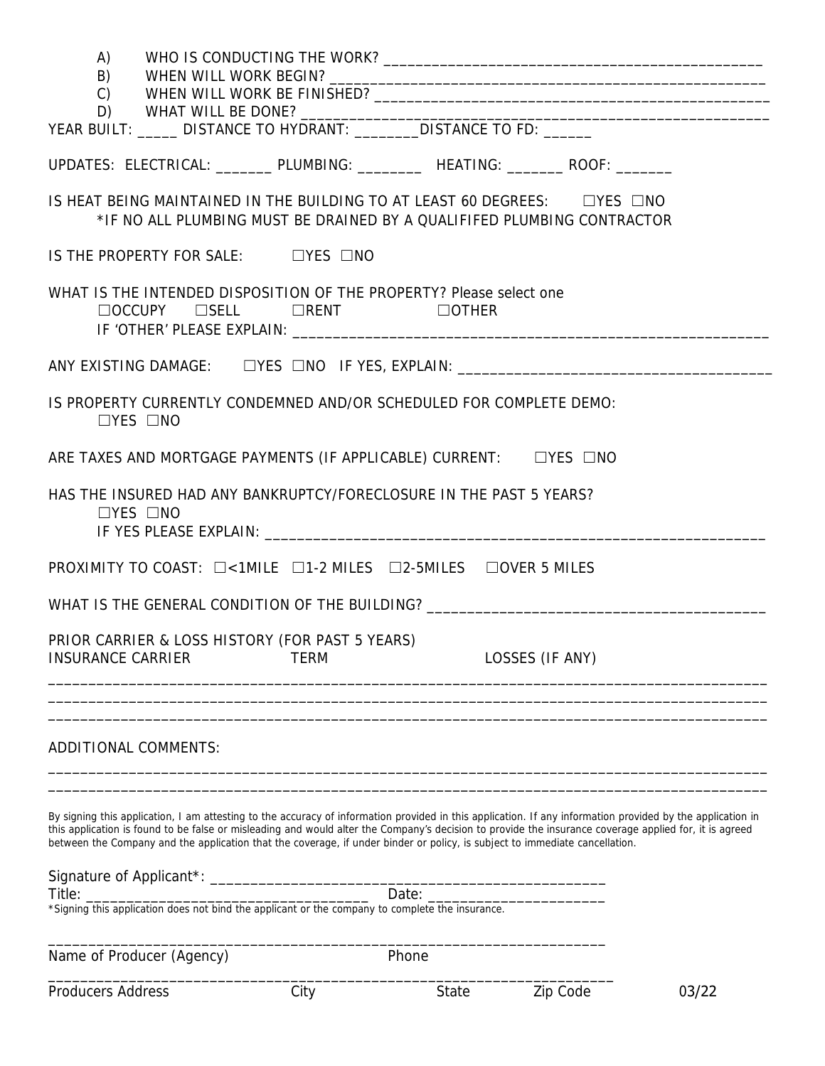A) WHO IS CONDUCTING THE WORK? _______________________________________________

B) WHEN WILL WORK BEGIN? ___________________________________________________

C) WHEN WILL WORK BE FINISHED? _____________________________________________

D) WHAT WILL BE DONE? _____________________________________________________

YEAR BUILT: _____ DISTANCE TO HYDRANT: ________DISTANCE TO FD: ______

UPDATES: ELECTRICAL: _______ PLUMBING: ________ HEATING: _______ ROOF: _______

IS HEAT BEING MAINTAINED IN THE BUILDING TO AT LEAST 60 DEGREES: ☐YES ☐NO

*IF NO ALL PLUMBING MUST BE DRAINED BY A QUALIFIFED PLUMBING CONTRACTOR

IS THE PROPERTY FOR SALE: ☐YES ☐NO

WHAT IS THE INTENDED DISPOSITION OF THE PROPERTY? Please select one

☐OCCUPY ☐SELL ☐RENT ☐OTHER

IF 'OTHER' PLEASE EXPLAIN: ______________________________________________________

ANY EXISTING DAMAGE: ☐YES ☐NO IF YES, EXPLAIN: _____________________________________

IS PROPERTY CURRENTLY CONDEMNED AND/OR SCHEDULED FOR COMPLETE DEMO:

☐YES ☐NO

ARE TAXES AND MORTGAGE PAYMENTS (IF APPLICABLE) CURRENT: ☐YES ☐NO

HAS THE INSURED HAD ANY BANKRUPTCY/FORECLOSURE IN THE PAST 5 YEARS?

☐YES ☐NO

IF YES PLEASE EXPLAIN: __________________________________________________________

PROXIMITY TO COAST: ☐<1MILE ☐1-2 MILES ☐2-5MILES ☐OVER 5 MILES

WHAT IS THE GENERAL CONDITION OF THE BUILDING? ______________________________________

PRIOR CARRIER & LOSS HISTORY (FOR PAST 5 YEARS)

| INSURANCE CARRIER | TERM | LOSSES (IF ANY) |
|---|---|---|
| | | |
| | | |
| | | |

ADDITIONAL COMMENTS:

_____________________________________________________________________________________

_____________________________________________________________________________________

By signing this application, I am attesting to the accuracy of information provided in this application. If any information provided by the application in this application is found to be false or misleading and would alter the Company's decision to provide the insurance coverage applied for, it is agreed between the Company and the application that the coverage, if under binder or policy, is subject to immediate cancellation.

Signature of Applicant*: _______________________________________________

Title: ___________________________________ Date: ______________________

*Signing this application does not bind the applicant or the company to complete the insurance.

_____________________________________________________________________

Name of Producer (Agency) Phone

_____________________________________________________________________

Producers Address City State Zip Code

03/22